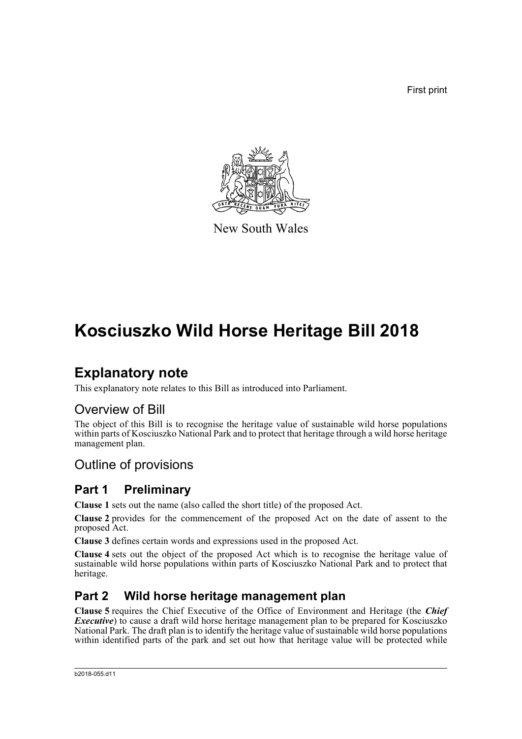First print

New South Wales

# Kosciuszko Wild Horse Heritage Bill 2018

## Explanatory note

This explanatory note relates to this Bill as introduced into Parliament.

### Overview of Bill

The object of this Bill is to recognise the heritage value of sustainable wild horse populations within parts of Kosciuszko National Park and to protect that heritage through a wild horse heritage management plan.

### Outline of provisions

### Part 1 Preliminary

**Clause 1** sets out the name (also called the short title) of the proposed Act.

**Clause 2** provides for the commencement of the proposed Act on the date of assent to the proposed Act.

**Clause 3** defines certain words and expressions used in the proposed Act.

**Clause 4** sets out the object of the proposed Act which is to recognise the heritage value of sustainable wild horse populations within parts of Kosciuszko National Park and to protect that heritage.

### Part 2 Wild horse heritage management plan

**Clause 5** requires the Chief Executive of the Office of Environment and Heritage (the ***Chief Executive***) to cause a draft wild horse heritage management plan to be prepared for Kosciuszko National Park. The draft plan is to identify the heritage value of sustainable wild horse populations within identified parts of the park and set out how that heritage value will be protected while

b2018-055.d11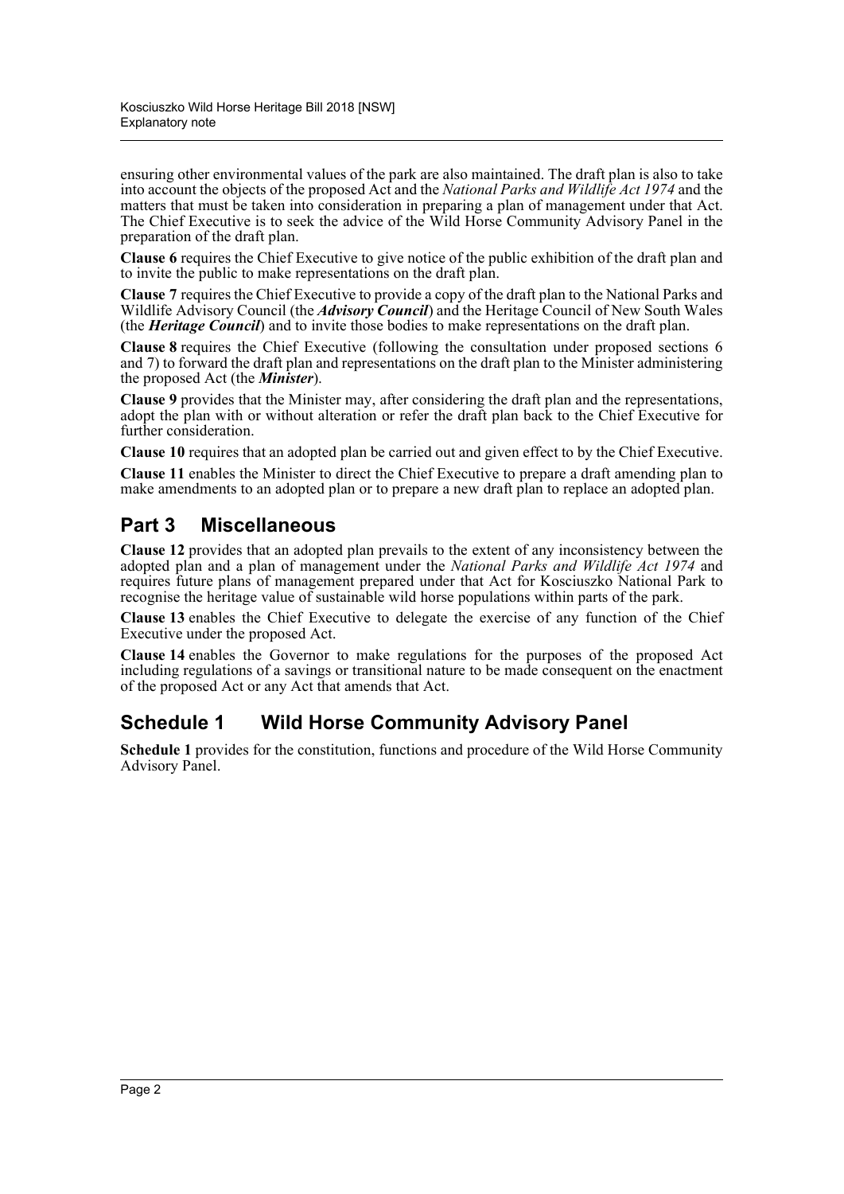ensuring other environmental values of the park are also maintained. The draft plan is also to take into account the objects of the proposed Act and the *National Parks and Wildlife Act 1974* and the matters that must be taken into consideration in preparing a plan of management under that Act. The Chief Executive is to seek the advice of the Wild Horse Community Advisory Panel in the preparation of the draft plan.

**Clause 6** requires the Chief Executive to give notice of the public exhibition of the draft plan and to invite the public to make representations on the draft plan.

**Clause 7** requires the Chief Executive to provide a copy of the draft plan to the National Parks and Wildlife Advisory Council (the ***Advisory Council***) and the Heritage Council of New South Wales (the ***Heritage Council***) and to invite those bodies to make representations on the draft plan.

**Clause 8** requires the Chief Executive (following the consultation under proposed sections 6 and 7) to forward the draft plan and representations on the draft plan to the Minister administering the proposed Act (the ***Minister***).

**Clause 9** provides that the Minister may, after considering the draft plan and the representations, adopt the plan with or without alteration or refer the draft plan back to the Chief Executive for further consideration.

**Clause 10** requires that an adopted plan be carried out and given effect to by the Chief Executive.

**Clause 11** enables the Minister to direct the Chief Executive to prepare a draft amending plan to make amendments to an adopted plan or to prepare a new draft plan to replace an adopted plan.

## Part 3 Miscellaneous

**Clause 12** provides that an adopted plan prevails to the extent of any inconsistency between the adopted plan and a plan of management under the *National Parks and Wildlife Act 1974* and requires future plans of management prepared under that Act for Kosciuszko National Park to recognise the heritage value of sustainable wild horse populations within parts of the park.

**Clause 13** enables the Chief Executive to delegate the exercise of any function of the Chief Executive under the proposed Act.

**Clause 14** enables the Governor to make regulations for the purposes of the proposed Act including regulations of a savings or transitional nature to be made consequent on the enactment of the proposed Act or any Act that amends that Act.

## Schedule 1 Wild Horse Community Advisory Panel

**Schedule 1** provides for the constitution, functions and procedure of the Wild Horse Community Advisory Panel.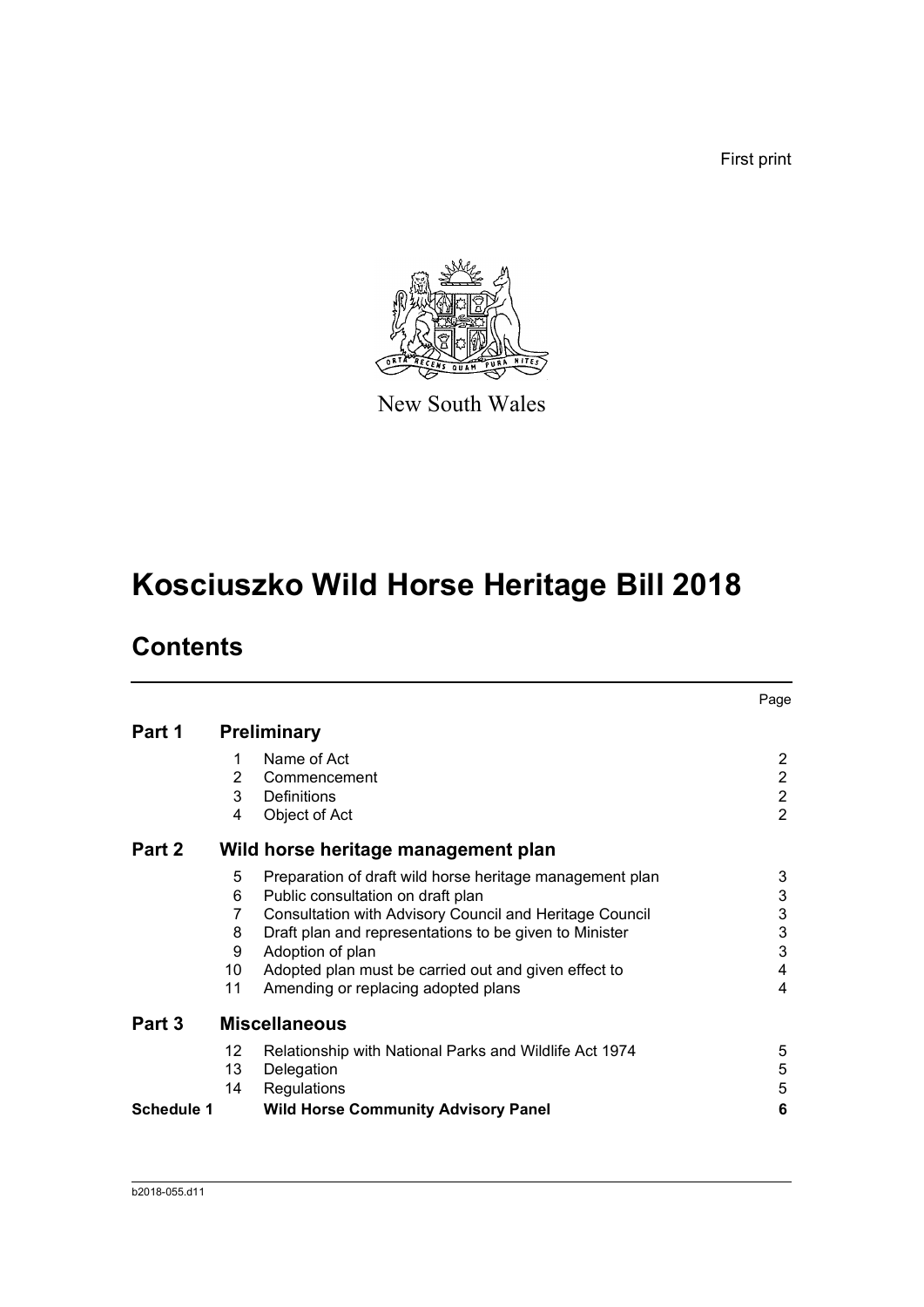First print

New South Wales

# Kosciuszko Wild Horse Heritage Bill 2018

## Contents

| | | | Page |
|---|---|---|---|
| **Part 1** | **Preliminary** | | |
| | 1 | Name of Act | 2 |
| | 2 | Commencement | 2 |
| | 3 | Definitions | 2 |
| | 4 | Object of Act | 2 |
| **Part 2** | **Wild horse heritage management plan** | | |
| | 5 | Preparation of draft wild horse heritage management plan | 3 |
| | 6 | Public consultation on draft plan | 3 |
| | 7 | Consultation with Advisory Council and Heritage Council | 3 |
| | 8 | Draft plan and representations to be given to Minister | 3 |
| | 9 | Adoption of plan | 3 |
| | 10 | Adopted plan must be carried out and given effect to | 4 |
| | 11 | Amending or replacing adopted plans | 4 |
| **Part 3** | **Miscellaneous** | | |
| | 12 | Relationship with National Parks and Wildlife Act 1974 | 5 |
| | 13 | Delegation | 5 |
| | 14 | Regulations | 5 |
| **Schedule 1** | | **Wild Horse Community Advisory Panel** | **6** |

b2018-055.d11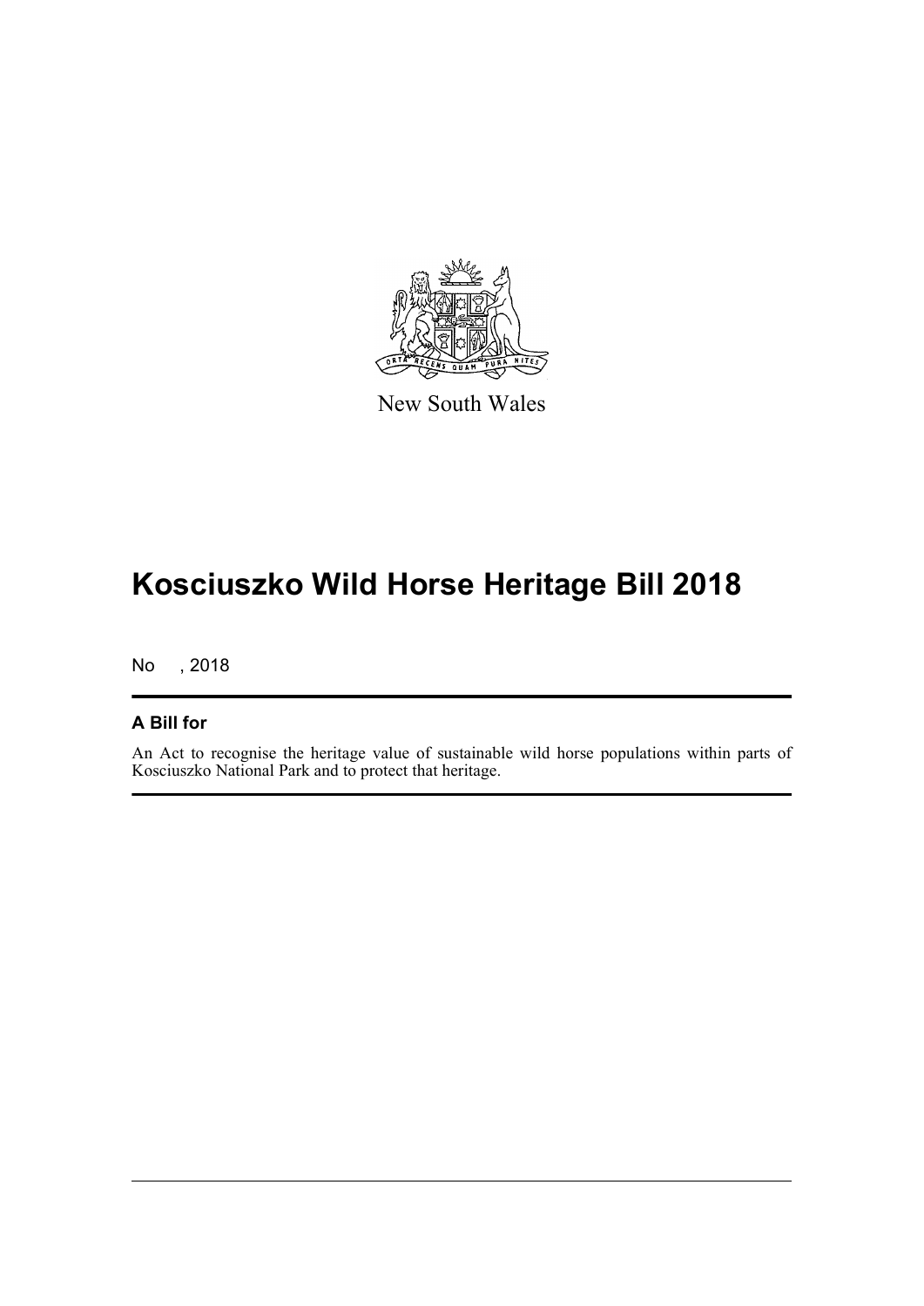New South Wales

# Kosciuszko Wild Horse Heritage Bill 2018

No , 2018

## A Bill for

An Act to recognise the heritage value of sustainable wild horse populations within parts of Kosciuszko National Park and to protect that heritage.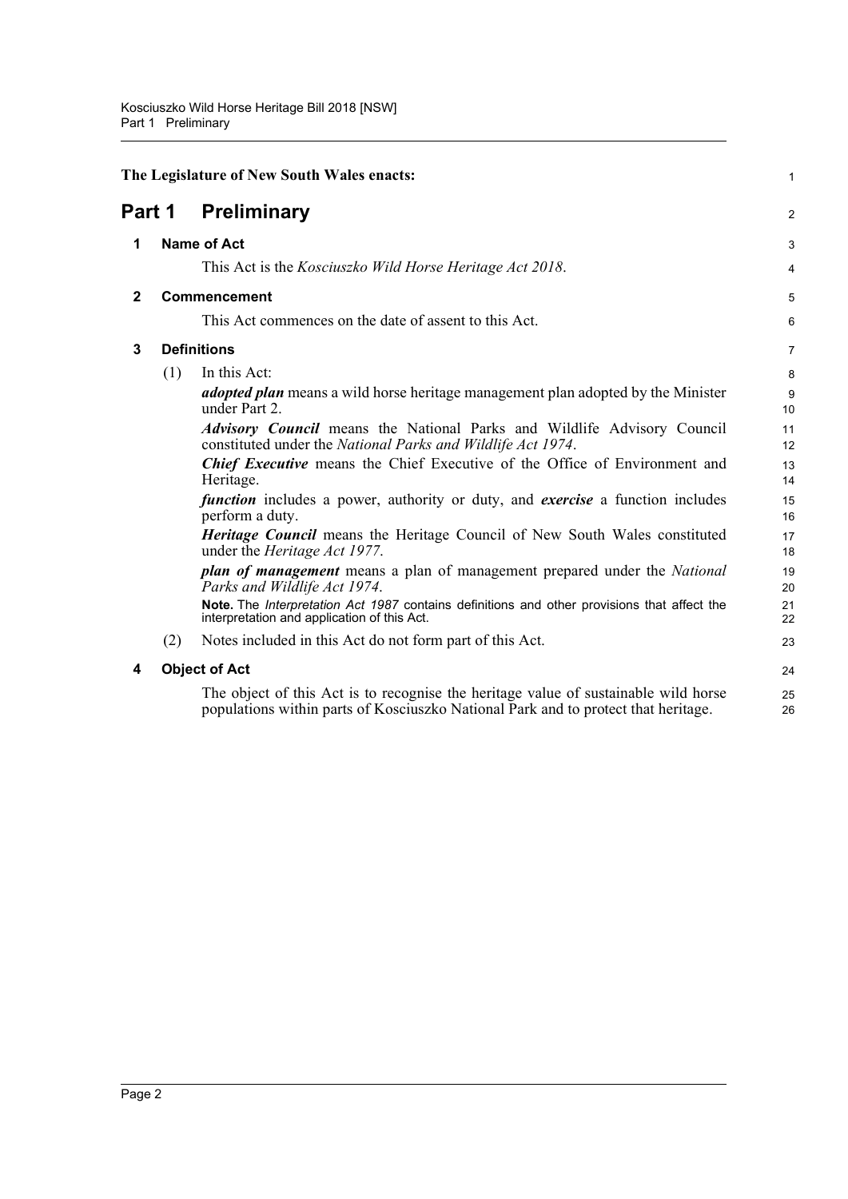**The Legislature of New South Wales enacts:**

# Part 1 Preliminary

## 1 Name of Act

This Act is the *Kosciuszko Wild Horse Heritage Act 2018*.

## 2 Commencement

This Act commences on the date of assent to this Act.

## 3 Definitions

(1) In this Act:

***adopted plan*** means a wild horse heritage management plan adopted by the Minister under Part 2.

***Advisory Council*** means the National Parks and Wildlife Advisory Council constituted under the *National Parks and Wildlife Act 1974*.

***Chief Executive*** means the Chief Executive of the Office of Environment and Heritage.

***function*** includes a power, authority or duty, and ***exercise*** a function includes perform a duty.

***Heritage Council*** means the Heritage Council of New South Wales constituted under the *Heritage Act 1977*.

***plan of management*** means a plan of management prepared under the *National Parks and Wildlife Act 1974*.

**Note.** The *Interpretation Act 1987* contains definitions and other provisions that affect the interpretation and application of this Act.

(2) Notes included in this Act do not form part of this Act.

## 4 Object of Act

The object of this Act is to recognise the heritage value of sustainable wild horse populations within parts of Kosciuszko National Park and to protect that heritage.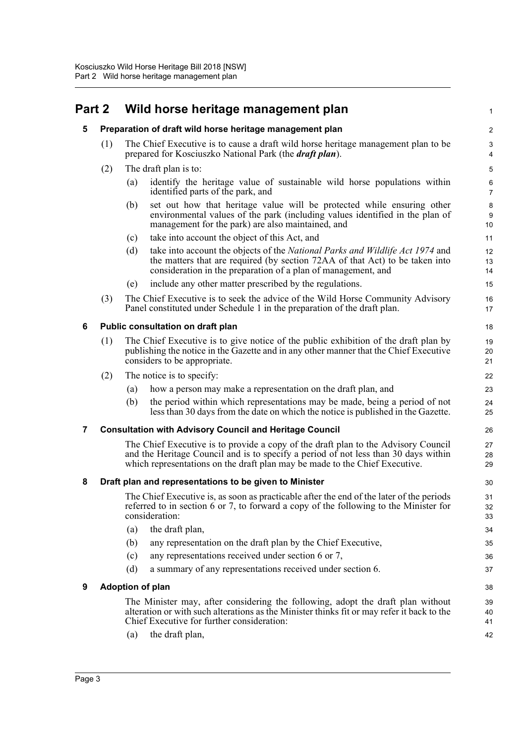# Part 2 Wild horse heritage management plan

## 5 Preparation of draft wild horse heritage management plan

(1) The Chief Executive is to cause a draft wild horse heritage management plan to be prepared for Kosciuszko National Park (the ***draft plan***).

(2) The draft plan is to:

(a) identify the heritage value of sustainable wild horse populations within identified parts of the park, and

(b) set out how that heritage value will be protected while ensuring other environmental values of the park (including values identified in the plan of management for the park) are also maintained, and

(c) take into account the object of this Act, and

(d) take into account the objects of the *National Parks and Wildlife Act 1974* and the matters that are required (by section 72AA of that Act) to be taken into consideration in the preparation of a plan of management, and

(e) include any other matter prescribed by the regulations.

(3) The Chief Executive is to seek the advice of the Wild Horse Community Advisory Panel constituted under Schedule 1 in the preparation of the draft plan.

## 6 Public consultation on draft plan

(1) The Chief Executive is to give notice of the public exhibition of the draft plan by publishing the notice in the Gazette and in any other manner that the Chief Executive considers to be appropriate.

(2) The notice is to specify:

(a) how a person may make a representation on the draft plan, and

(b) the period within which representations may be made, being a period of not less than 30 days from the date on which the notice is published in the Gazette.

## 7 Consultation with Advisory Council and Heritage Council

The Chief Executive is to provide a copy of the draft plan to the Advisory Council and the Heritage Council and is to specify a period of not less than 30 days within which representations on the draft plan may be made to the Chief Executive.

## 8 Draft plan and representations to be given to Minister

The Chief Executive is, as soon as practicable after the end of the later of the periods referred to in section 6 or 7, to forward a copy of the following to the Minister for consideration:

(a) the draft plan,

(b) any representation on the draft plan by the Chief Executive,

(c) any representations received under section 6 or 7,

(d) a summary of any representations received under section 6.

## 9 Adoption of plan

The Minister may, after considering the following, adopt the draft plan without alteration or with such alterations as the Minister thinks fit or may refer it back to the Chief Executive for further consideration:

(a) the draft plan,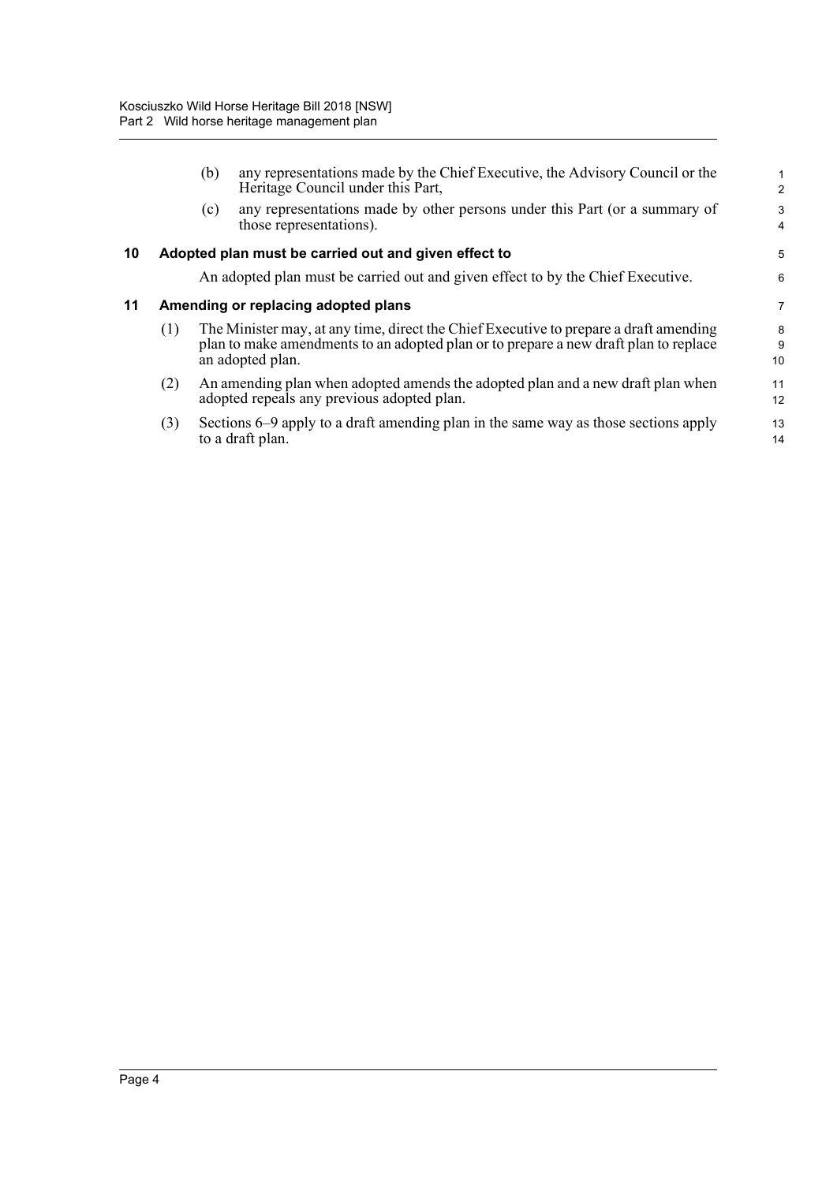(b) any representations made by the Chief Executive, the Advisory Council or the Heritage Council under this Part,

(c) any representations made by other persons under this Part (or a summary of those representations).

### 10 Adopted plan must be carried out and given effect to

An adopted plan must be carried out and given effect to by the Chief Executive.

### 11 Amending or replacing adopted plans

(1) The Minister may, at any time, direct the Chief Executive to prepare a draft amending plan to make amendments to an adopted plan or to prepare a new draft plan to replace an adopted plan.

(2) An amending plan when adopted amends the adopted plan and a new draft plan when adopted repeals any previous adopted plan.

(3) Sections 6–9 apply to a draft amending plan in the same way as those sections apply to a draft plan.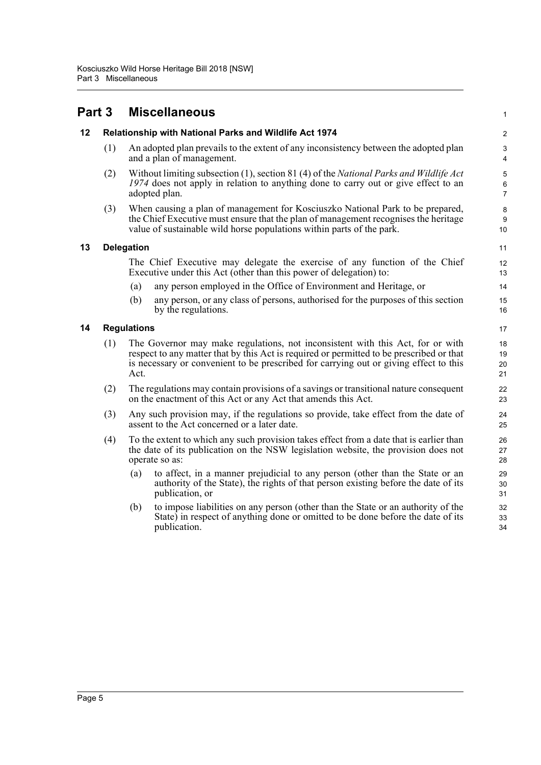# Part 3 Miscellaneous

## 12 Relationship with National Parks and Wildlife Act 1974

(1) An adopted plan prevails to the extent of any inconsistency between the adopted plan and a plan of management.

(2) Without limiting subsection (1), section 81 (4) of the *National Parks and Wildlife Act 1974* does not apply in relation to anything done to carry out or give effect to an adopted plan.

(3) When causing a plan of management for Kosciuszko National Park to be prepared, the Chief Executive must ensure that the plan of management recognises the heritage value of sustainable wild horse populations within parts of the park.

## 13 Delegation

The Chief Executive may delegate the exercise of any function of the Chief Executive under this Act (other than this power of delegation) to:

(a) any person employed in the Office of Environment and Heritage, or

(b) any person, or any class of persons, authorised for the purposes of this section by the regulations.

## 14 Regulations

(1) The Governor may make regulations, not inconsistent with this Act, for or with respect to any matter that by this Act is required or permitted to be prescribed or that is necessary or convenient to be prescribed for carrying out or giving effect to this Act.

(2) The regulations may contain provisions of a savings or transitional nature consequent on the enactment of this Act or any Act that amends this Act.

(3) Any such provision may, if the regulations so provide, take effect from the date of assent to the Act concerned or a later date.

(4) To the extent to which any such provision takes effect from a date that is earlier than the date of its publication on the NSW legislation website, the provision does not operate so as:

(a) to affect, in a manner prejudicial to any person (other than the State or an authority of the State), the rights of that person existing before the date of its publication, or

(b) to impose liabilities on any person (other than the State or an authority of the State) in respect of anything done or omitted to be done before the date of its publication.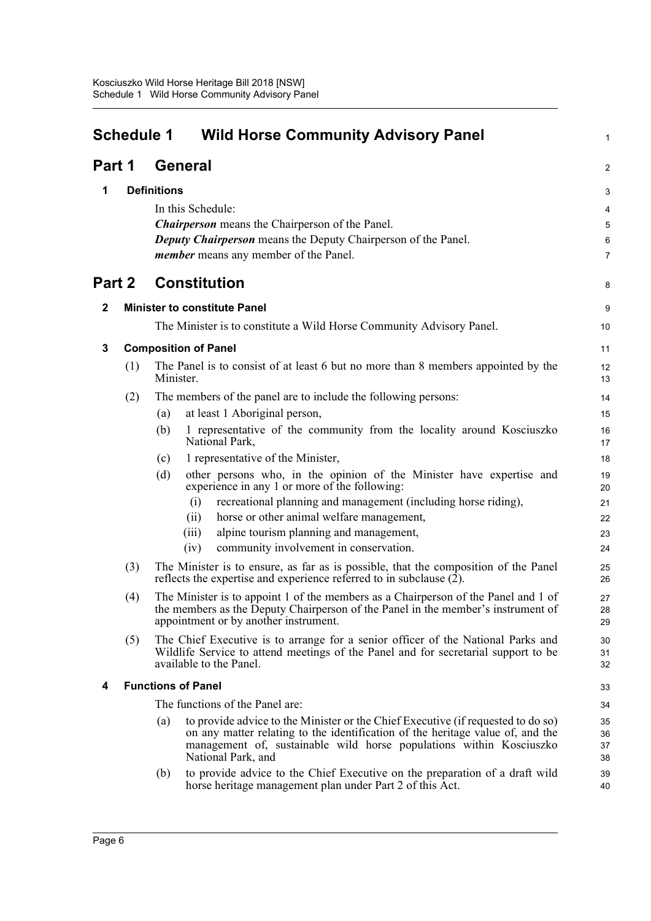# Schedule 1 Wild Horse Community Advisory Panel

## Part 1 General

### 1 Definitions

In this Schedule:

***Chairperson*** means the Chairperson of the Panel.

***Deputy Chairperson*** means the Deputy Chairperson of the Panel.

***member*** means any member of the Panel.

## Part 2 Constitution

### 2 Minister to constitute Panel

The Minister is to constitute a Wild Horse Community Advisory Panel.

### 3 Composition of Panel

(1) The Panel is to consist of at least 6 but no more than 8 members appointed by the Minister.

(2) The members of the panel are to include the following persons:

- (a) at least 1 Aboriginal person,
- (b) 1 representative of the community from the locality around Kosciuszko National Park,
- (c) 1 representative of the Minister,
- (d) other persons who, in the opinion of the Minister have expertise and experience in any 1 or more of the following:
  - (i) recreational planning and management (including horse riding),
  - (ii) horse or other animal welfare management,
  - (iii) alpine tourism planning and management,
  - (iv) community involvement in conservation.

(3) The Minister is to ensure, as far as is possible, that the composition of the Panel reflects the expertise and experience referred to in subclause (2).

(4) The Minister is to appoint 1 of the members as a Chairperson of the Panel and 1 of the members as the Deputy Chairperson of the Panel in the member's instrument of appointment or by another instrument.

(5) The Chief Executive is to arrange for a senior officer of the National Parks and Wildlife Service to attend meetings of the Panel and for secretarial support to be available to the Panel.

### 4 Functions of Panel

The functions of the Panel are:

- (a) to provide advice to the Minister or the Chief Executive (if requested to do so) on any matter relating to the identification of the heritage value of, and the management of, sustainable wild horse populations within Kosciuszko National Park, and
- (b) to provide advice to the Chief Executive on the preparation of a draft wild horse heritage management plan under Part 2 of this Act.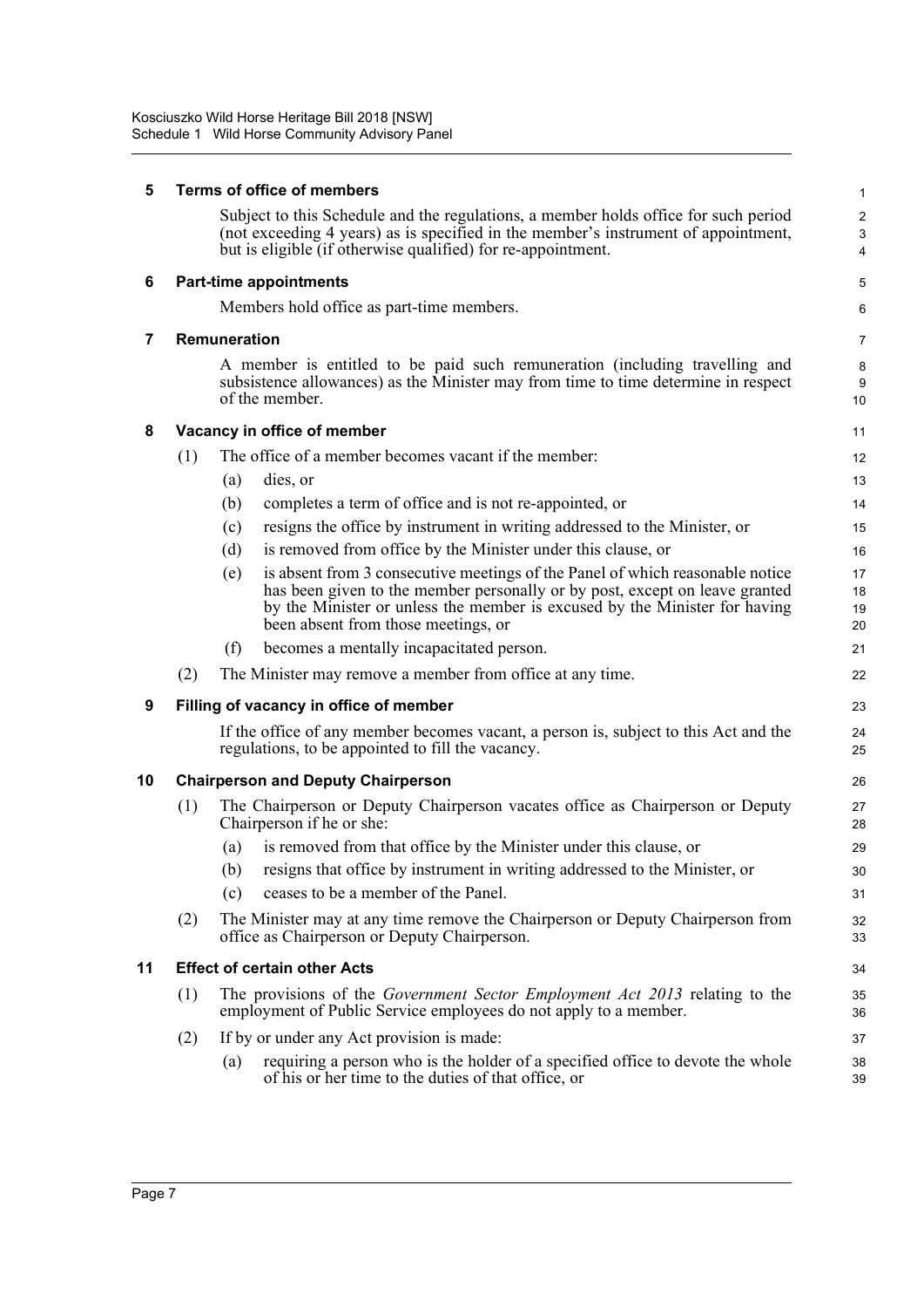## 5 Terms of office of members

Subject to this Schedule and the regulations, a member holds office for such period (not exceeding 4 years) as is specified in the member's instrument of appointment, but is eligible (if otherwise qualified) for re-appointment.

## 6 Part-time appointments

Members hold office as part-time members.

## 7 Remuneration

A member is entitled to be paid such remuneration (including travelling and subsistence allowances) as the Minister may from time to time determine in respect of the member.

## 8 Vacancy in office of member

(1) The office of a member becomes vacant if the member:

- (a) dies, or
- (b) completes a term of office and is not re-appointed, or
- (c) resigns the office by instrument in writing addressed to the Minister, or
- (d) is removed from office by the Minister under this clause, or
- (e) is absent from 3 consecutive meetings of the Panel of which reasonable notice has been given to the member personally or by post, except on leave granted by the Minister or unless the member is excused by the Minister for having been absent from those meetings, or
- (f) becomes a mentally incapacitated person.

(2) The Minister may remove a member from office at any time.

## 9 Filling of vacancy in office of member

If the office of any member becomes vacant, a person is, subject to this Act and the regulations, to be appointed to fill the vacancy.

## 10 Chairperson and Deputy Chairperson

(1) The Chairperson or Deputy Chairperson vacates office as Chairperson or Deputy Chairperson if he or she:

- (a) is removed from that office by the Minister under this clause, or
- (b) resigns that office by instrument in writing addressed to the Minister, or
- (c) ceases to be a member of the Panel.

(2) The Minister may at any time remove the Chairperson or Deputy Chairperson from office as Chairperson or Deputy Chairperson.

## 11 Effect of certain other Acts

(1) The provisions of the *Government Sector Employment Act 2013* relating to the employment of Public Service employees do not apply to a member.

(2) If by or under any Act provision is made:

- (a) requiring a person who is the holder of a specified office to devote the whole of his or her time to the duties of that office, or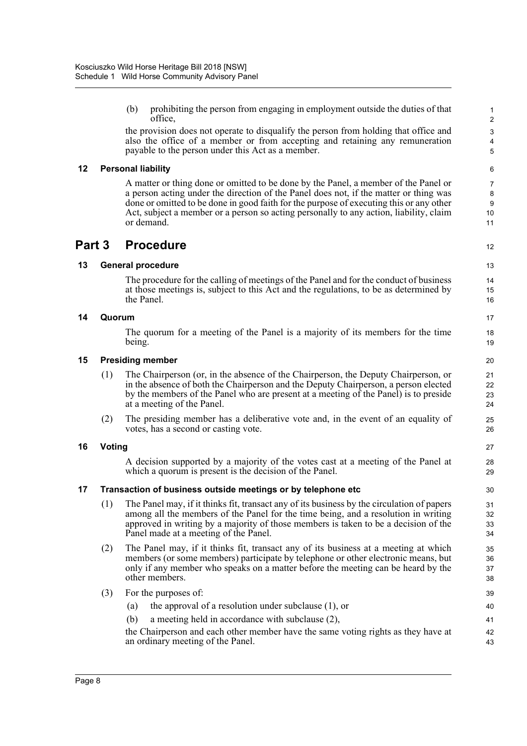(b) prohibiting the person from engaging in employment outside the duties of that office,

the provision does not operate to disqualify the person from holding that office and also the office of a member or from accepting and retaining any remuneration payable to the person under this Act as a member.

### 12 Personal liability

A matter or thing done or omitted to be done by the Panel, a member of the Panel or a person acting under the direction of the Panel does not, if the matter or thing was done or omitted to be done in good faith for the purpose of executing this or any other Act, subject a member or a person so acting personally to any action, liability, claim or demand.

## Part 3 Procedure

### 13 General procedure

The procedure for the calling of meetings of the Panel and for the conduct of business at those meetings is, subject to this Act and the regulations, to be as determined by the Panel.

### 14 Quorum

The quorum for a meeting of the Panel is a majority of its members for the time being.

### 15 Presiding member

(1) The Chairperson (or, in the absence of the Chairperson, the Deputy Chairperson, or in the absence of both the Chairperson and the Deputy Chairperson, a person elected by the members of the Panel who are present at a meeting of the Panel) is to preside at a meeting of the Panel.

(2) The presiding member has a deliberative vote and, in the event of an equality of votes, has a second or casting vote.

### 16 Voting

A decision supported by a majority of the votes cast at a meeting of the Panel at which a quorum is present is the decision of the Panel.

### 17 Transaction of business outside meetings or by telephone etc

(1) The Panel may, if it thinks fit, transact any of its business by the circulation of papers among all the members of the Panel for the time being, and a resolution in writing approved in writing by a majority of those members is taken to be a decision of the Panel made at a meeting of the Panel.

(2) The Panel may, if it thinks fit, transact any of its business at a meeting at which members (or some members) participate by telephone or other electronic means, but only if any member who speaks on a matter before the meeting can be heard by the other members.

(3) For the purposes of:

(a) the approval of a resolution under subclause (1), or

(b) a meeting held in accordance with subclause (2),

the Chairperson and each other member have the same voting rights as they have at an ordinary meeting of the Panel.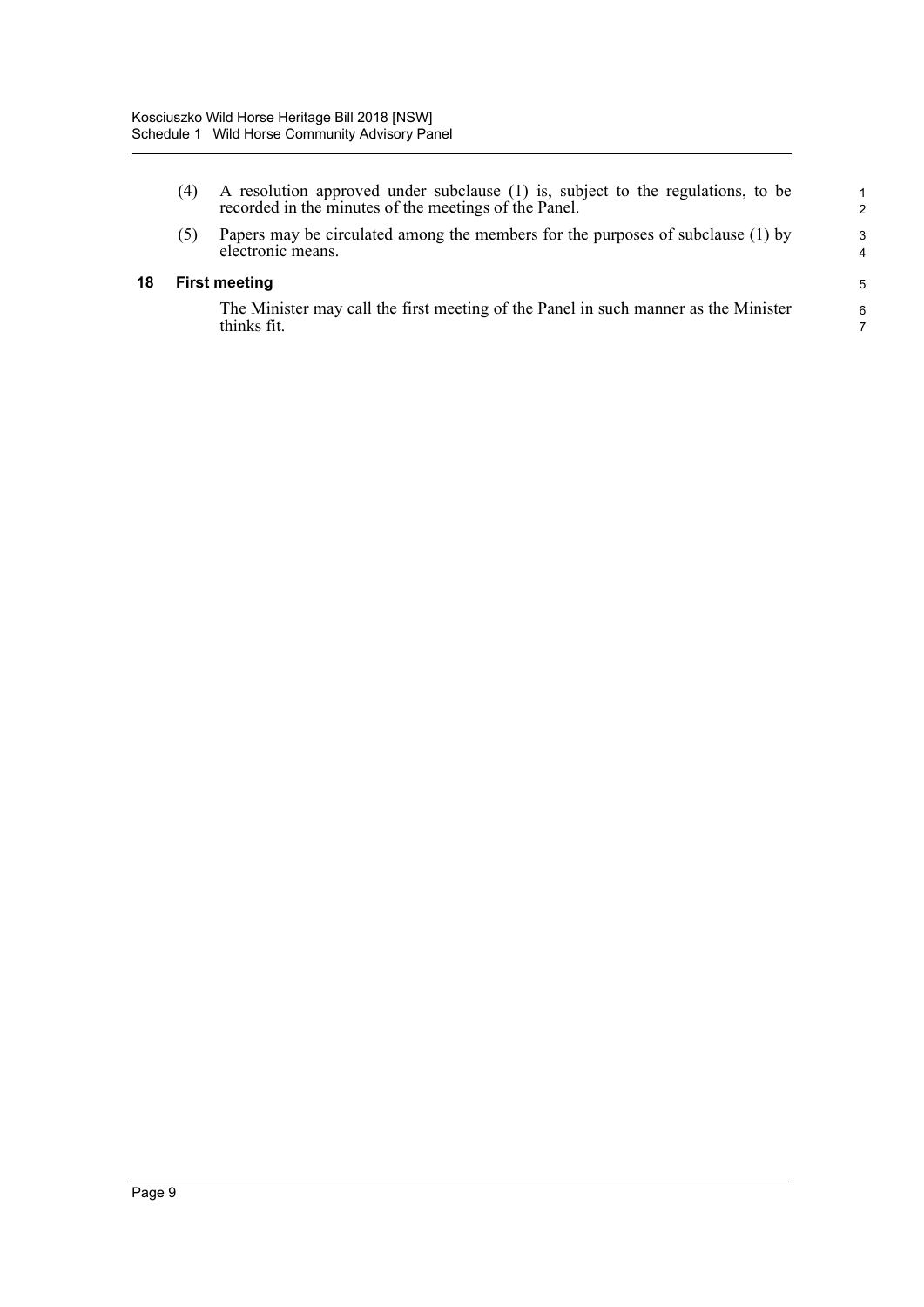(4) A resolution approved under subclause (1) is, subject to the regulations, to be recorded in the minutes of the meetings of the Panel.

(5) Papers may be circulated among the members for the purposes of subclause (1) by electronic means.

### 18 First meeting

The Minister may call the first meeting of the Panel in such manner as the Minister thinks fit.